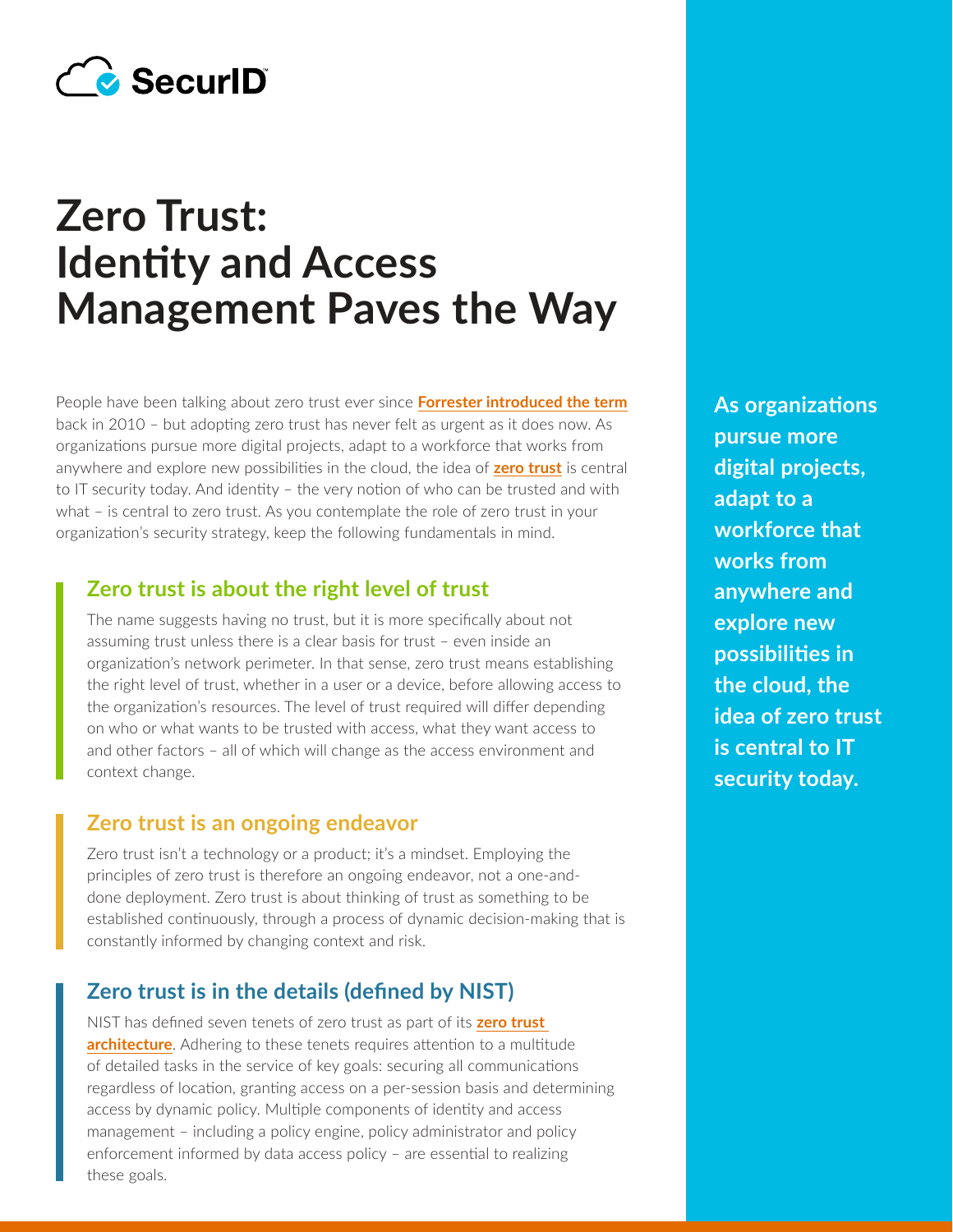SecurID

# Zero Trust: Identity and Access Management Paves the Way

People have been talking about zero trust ever since **Forrester introduced the term** back in 2010 – but adopting zero trust has never felt as urgent as it does now. As organizations pursue more digital projects, adapt to a workforce that works from anywhere and explore new possibilities in the cloud, the idea of **zero trust** is central to IT security today. And identity – the very notion of who can be trusted and with what – is central to zero trust. As you contemplate the role of zero trust in your organization's security strategy, keep the following fundamentals in mind.

## Zero trust is about the right level of trust

The name suggests having no trust, but it is more specifically about not assuming trust unless there is a clear basis for trust – even inside an organization's network perimeter. In that sense, zero trust means establishing the right level of trust, whether in a user or a device, before allowing access to the organization's resources. The level of trust required will differ depending on who or what wants to be trusted with access, what they want access to and other factors – all of which will change as the access environment and context change.

## Zero trust is an ongoing endeavor

Zero trust isn't a technology or a product; it's a mindset. Employing the principles of zero trust is therefore an ongoing endeavor, not a one-and-done deployment. Zero trust is about thinking of trust as something to be established continuously, through a process of dynamic decision-making that is constantly informed by changing context and risk.

## Zero trust is in the details (defined by NIST)

NIST has defined seven tenets of zero trust as part of its **zero trust architecture**. Adhering to these tenets requires attention to a multitude of detailed tasks in the service of key goals: securing all communications regardless of location, granting access on a per-session basis and determining access by dynamic policy. Multiple components of identity and access management – including a policy engine, policy administrator and policy enforcement informed by data access policy – are essential to realizing these goals.

**As organizations pursue more digital projects, adapt to a workforce that works from anywhere and explore new possibilities in the cloud, the idea of zero trust is central to IT security today.**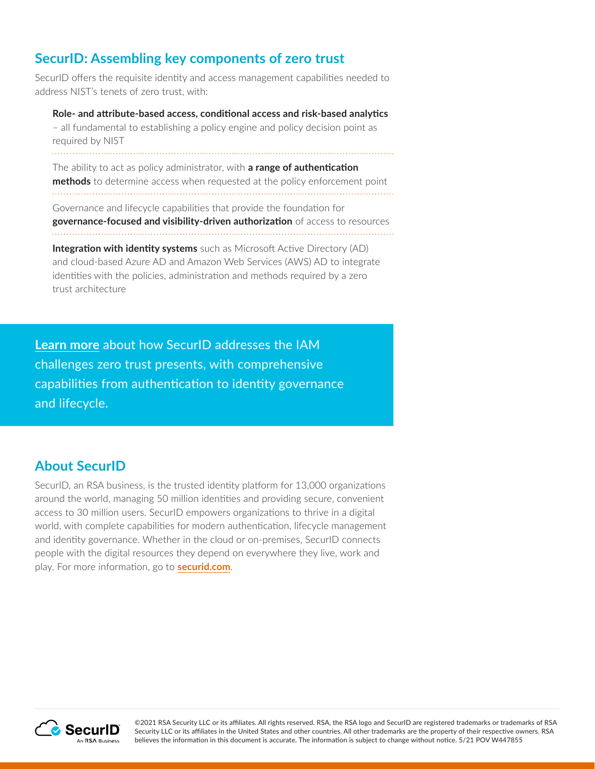## SecurID: Assembling key components of zero trust

SecurID offers the requisite identity and access management capabilities needed to address NIST's tenets of zero trust, with:

**Role- and attribute-based access, conditional access and risk-based analytics** – all fundamental to establishing a policy engine and policy decision point as required by NIST

The ability to act as policy administrator, with **a range of authentication methods** to determine access when requested at the policy enforcement point

Governance and lifecycle capabilities that provide the foundation for **governance-focused and visibility-driven authorization** of access to resources

**Integration with identity systems** such as Microsoft Active Directory (AD) and cloud-based Azure AD and Amazon Web Services (AWS) AD to integrate identities with the policies, administration and methods required by a zero trust architecture

**Learn more** about how SecurID addresses the IAM challenges zero trust presents, with comprehensive capabilities from authentication to identity governance and lifecycle.

## About SecurID

SecurID, an RSA business, is the trusted identity platform for 13,000 organizations around the world, managing 50 million identities and providing secure, convenient access to 30 million users. SecurID empowers organizations to thrive in a digital world, with complete capabilities for modern authentication, lifecycle management and identity governance. Whether in the cloud or on-premises, SecurID connects people with the digital resources they depend on everywhere they live, work and play. For more information, go to **securid.com**.

SecurID An RSA Business

©2021 RSA Security LLC or its affiliates. All rights reserved. RSA, the RSA logo and SecurID are registered trademarks or trademarks of RSA Security LLC or its affiliates in the United States and other countries. All other trademarks are the property of their respective owners. RSA believes the information in this document is accurate. The information is subject to change without notice. 5/21 POV W447855